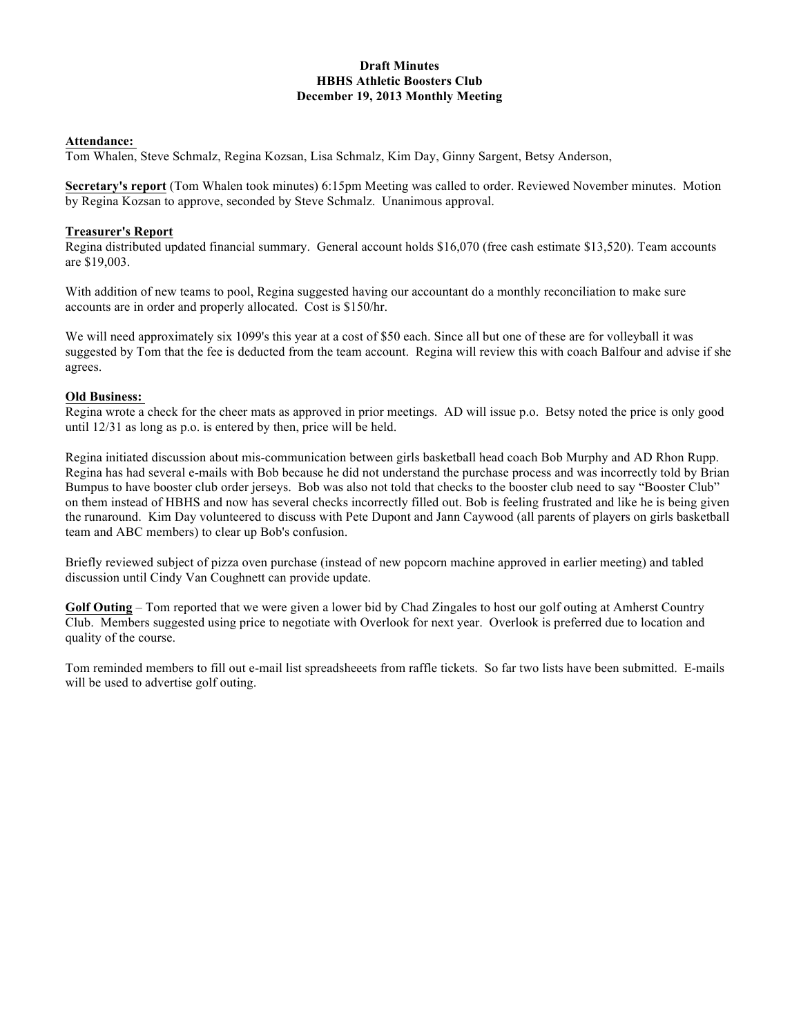**Draft Minutes**
**HBHS Athletic Boosters Club**
**December 19, 2013 Monthly Meeting**

**Attendance:**
Tom Whalen, Steve Schmalz, Regina Kozsan, Lisa Schmalz, Kim Day, Ginny Sargent, Betsy Anderson,

**Secretary's report** (Tom Whalen took minutes) 6:15pm Meeting was called to order. Reviewed November minutes. Motion by Regina Kozsan to approve, seconded by Steve Schmalz. Unanimous approval.

**Treasurer's Report**
Regina distributed updated financial summary. General account holds $16,070 (free cash estimate $13,520). Team accounts are $19,003.

With addition of new teams to pool, Regina suggested having our accountant do a monthly reconciliation to make sure accounts are in order and properly allocated. Cost is $150/hr.

We will need approximately six 1099's this year at a cost of $50 each. Since all but one of these are for volleyball it was suggested by Tom that the fee is deducted from the team account. Regina will review this with coach Balfour and advise if she agrees.

**Old Business:**
Regina wrote a check for the cheer mats as approved in prior meetings. AD will issue p.o. Betsy noted the price is only good until 12/31 as long as p.o. is entered by then, price will be held.

Regina initiated discussion about mis-communication between girls basketball head coach Bob Murphy and AD Rhon Rupp. Regina has had several e-mails with Bob because he did not understand the purchase process and was incorrectly told by Brian Bumpus to have booster club order jerseys. Bob was also not told that checks to the booster club need to say "Booster Club" on them instead of HBHS and now has several checks incorrectly filled out. Bob is feeling frustrated and like he is being given the runaround. Kim Day volunteered to discuss with Pete Dupont and Jann Caywood (all parents of players on girls basketball team and ABC members) to clear up Bob's confusion.

Briefly reviewed subject of pizza oven purchase (instead of new popcorn machine approved in earlier meeting) and tabled discussion until Cindy Van Coughnett can provide update.

**Golf Outing** – Tom reported that we were given a lower bid by Chad Zingales to host our golf outing at Amherst Country Club. Members suggested using price to negotiate with Overlook for next year. Overlook is preferred due to location and quality of the course.

Tom reminded members to fill out e-mail list spreadsheeets from raffle tickets. So far two lists have been submitted. E-mails will be used to advertise golf outing.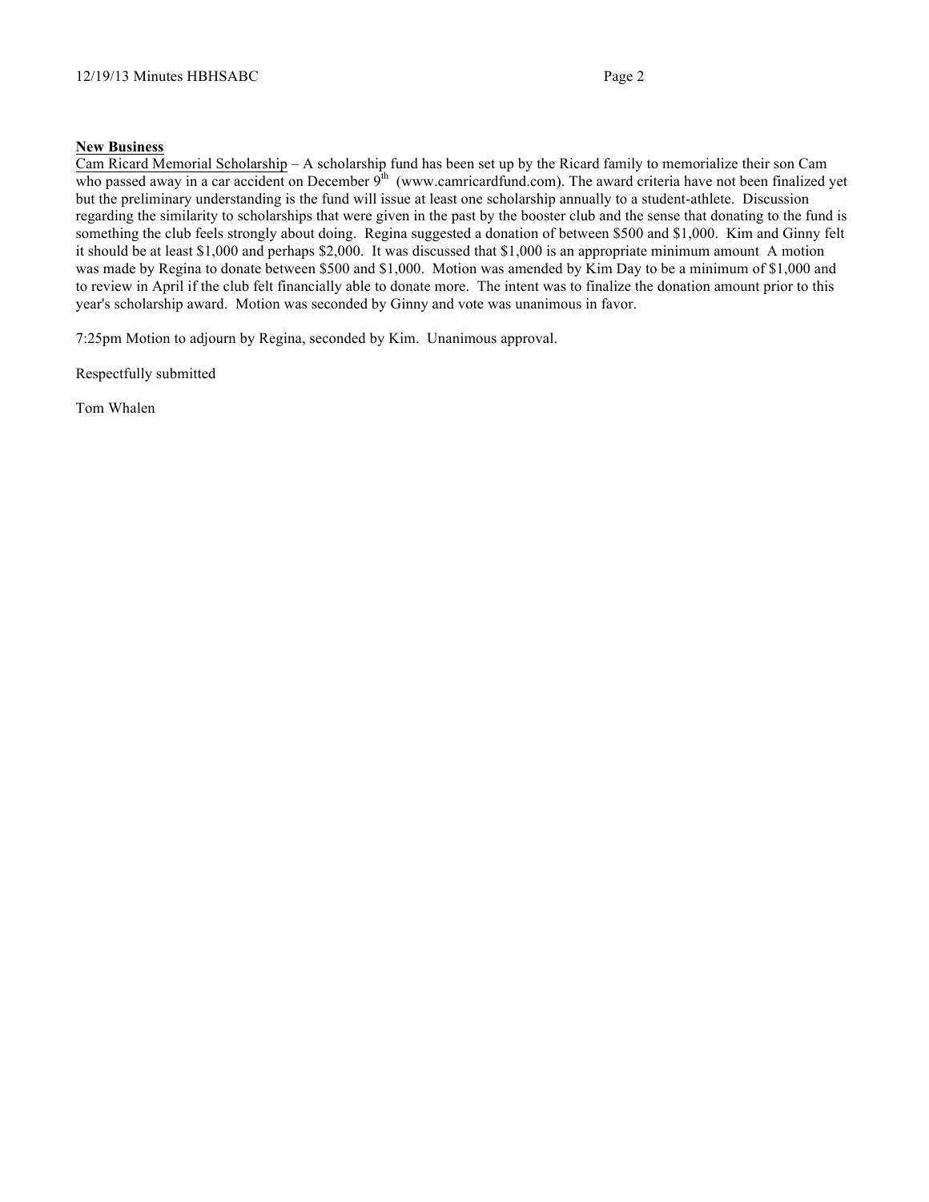**New Business**

Cam Ricard Memorial Scholarship – A scholarship fund has been set up by the Ricard family to memorialize their son Cam who passed away in a car accident on December 9th (www.camricardfund.com). The award criteria have not been finalized yet but the preliminary understanding is the fund will issue at least one scholarship annually to a student-athlete. Discussion regarding the similarity to scholarships that were given in the past by the booster club and the sense that donating to the fund is something the club feels strongly about doing. Regina suggested a donation of between $500 and $1,000. Kim and Ginny felt it should be at least $1,000 and perhaps $2,000. It was discussed that $1,000 is an appropriate minimum amount A motion was made by Regina to donate between $500 and $1,000. Motion was amended by Kim Day to be a minimum of $1,000 and to review in April if the club felt financially able to donate more. The intent was to finalize the donation amount prior to this year's scholarship award. Motion was seconded by Ginny and vote was unanimous in favor.

7:25pm Motion to adjourn by Regina, seconded by Kim. Unanimous approval.

Respectfully submitted

Tom Whalen